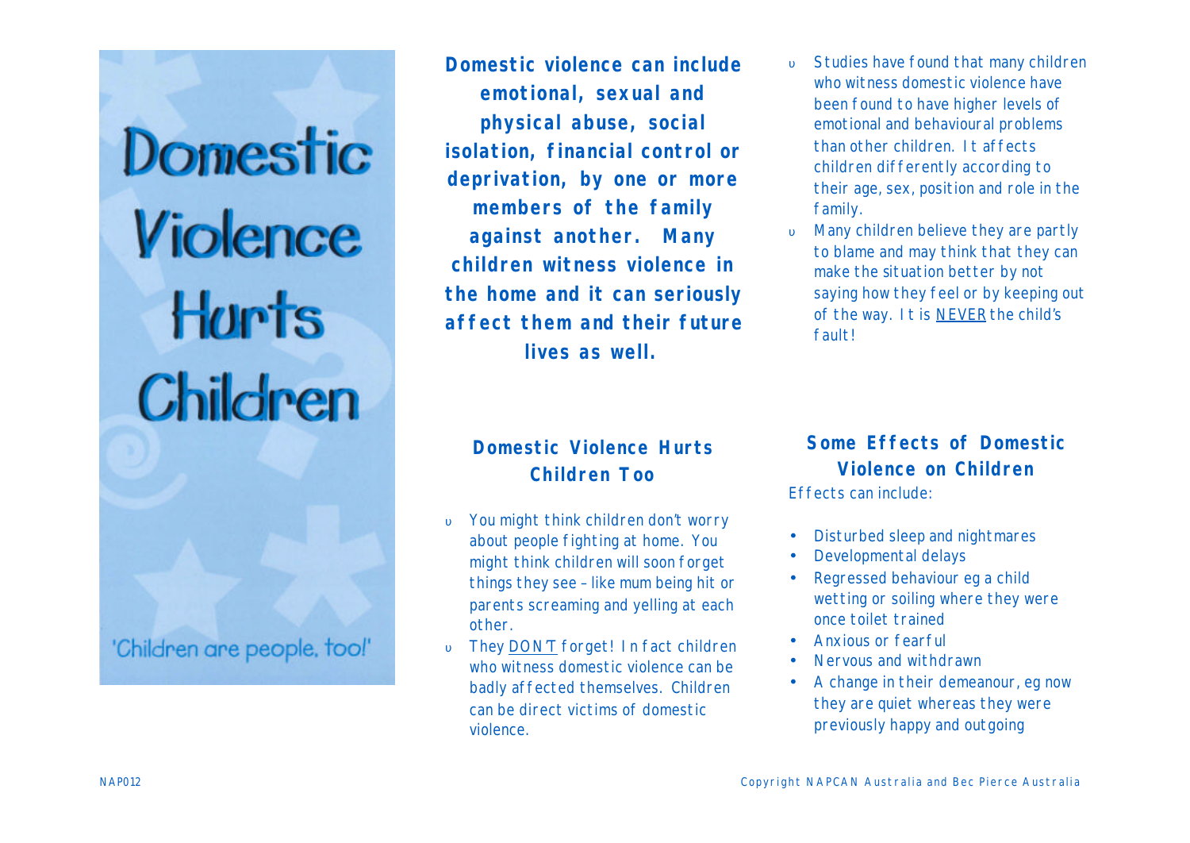# Domestic Violence Hurts Children

'Children are people, too!'

**Domestic violence can include emotional, sexual and physical abuse, social isolation, financial control or deprivation, by one or more members of the family against another. Many children witness violence in the home and it can seriously affect them and their future lives as well.**

## Domestic Violence Hurts Children Too

- You might think children don't worry about people fighting at home. You might think children will soon forget things they see – like mum being hit or parents screaming and yelling at each other.
- They DON'T forget! In fact children who witness domestic violence can be badly affected themselves. Children can be direct victims of domestic violence.
- Studies have found that many children who witness domestic violence have been found to have higher levels of emotional and behavioural problems than other children. It affects children differently according to their age, sex, position and role in the family.
- Many children believe they are partly to blame and may think that they can make the situation better by not saying how they feel or by keeping out of the way. It is NEVER the child's fault!

## Some Effects of Domestic Violence on Children

Effects can include:

- Disturbed sleep and nightmares
- Developmental delays
- Regressed behaviour eg a child wetting or soiling where they were once toilet trained
- Anxious or fearful
- Nervous and withdrawn
- A change in their demeanour, eg now they are quiet whereas they were previously happy and outgoing

NAP012

Copyright NAPCAN Australia and Bec Pierce Australia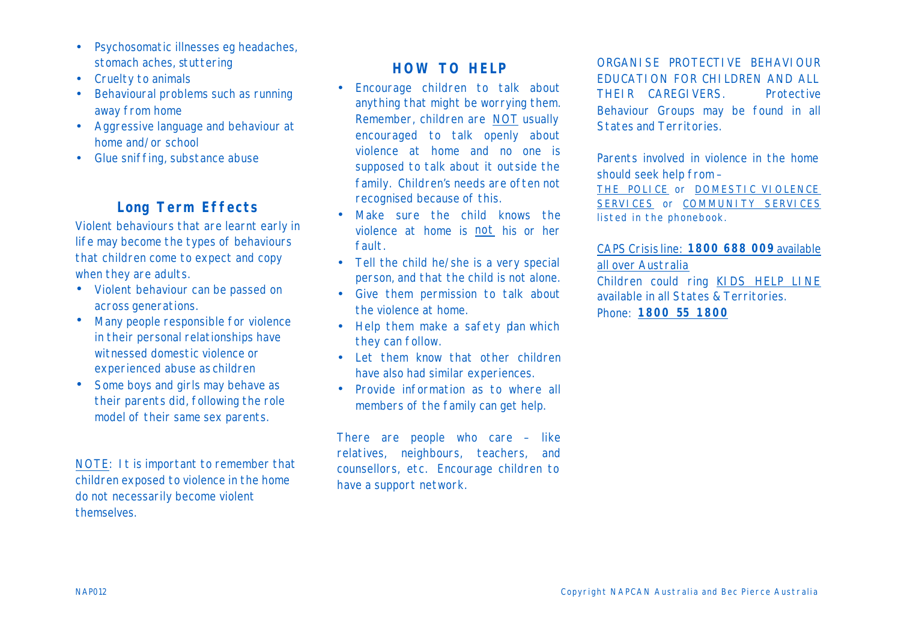- Psychosomatic illnesses eg headaches, stomach aches, stuttering
- Cruelty to animals
- Behavioural problems such as running away from home
- Aggressive language and behaviour at home and/or school
- Glue sniffing, substance abuse

## Long Term Effects

Violent behaviours that are learnt early in life may become the types of behaviours that children come to expect and copy when they are adults.

- Violent behaviour can be passed on across generations.
- Many people responsible for violence in their personal relationships have witnessed domestic violence or experienced abuse as children
- Some boys and girls may behave as their parents did, following the role model of their same sex parents.

NOTE: It is important to remember that children exposed to violence in the home do not necessarily become violent themselves.

## HOW TO HELP

- Encourage children to talk about anything that might be worrying them. Remember, children are NOT usually encouraged to talk openly about violence at home and no one is supposed to talk about it outside the family. Children's needs are often not recognised because of this.
- Make sure the child knows the violence at home is not his or her fault.
- Tell the child he/she is a very special person, and that the child is not alone.
- Give them permission to talk about the violence at home.
- Help them make a safety plan which they can follow.
- Let them know that other children have also had similar experiences.
- Provide information as to where all members of the family can get help.

There are people who care – like relatives, neighbours, teachers, and counsellors, etc. Encourage children to have a support network.

ORGANISE PROTECTIVE BEHAVIOUR EDUCATION FOR CHILDREN AND ALL THEIR CAREGIVERS. Protective Behaviour Groups may be found in all States and Territories.

Parents involved in violence in the home should seek help from – THE POLICE or DOMESTIC VIOLENCE SERVICES or COMMUNITY SERVICES listed in the phonebook.

CAPS Crisis line: **1800 688 009** available all over Australia

Children could ring KIDS HELP LINE available in all States & Territories.
Phone: **1800 55 1800**

NAP012

Copyright NAPCAN Australia and Bec Pierce Australia